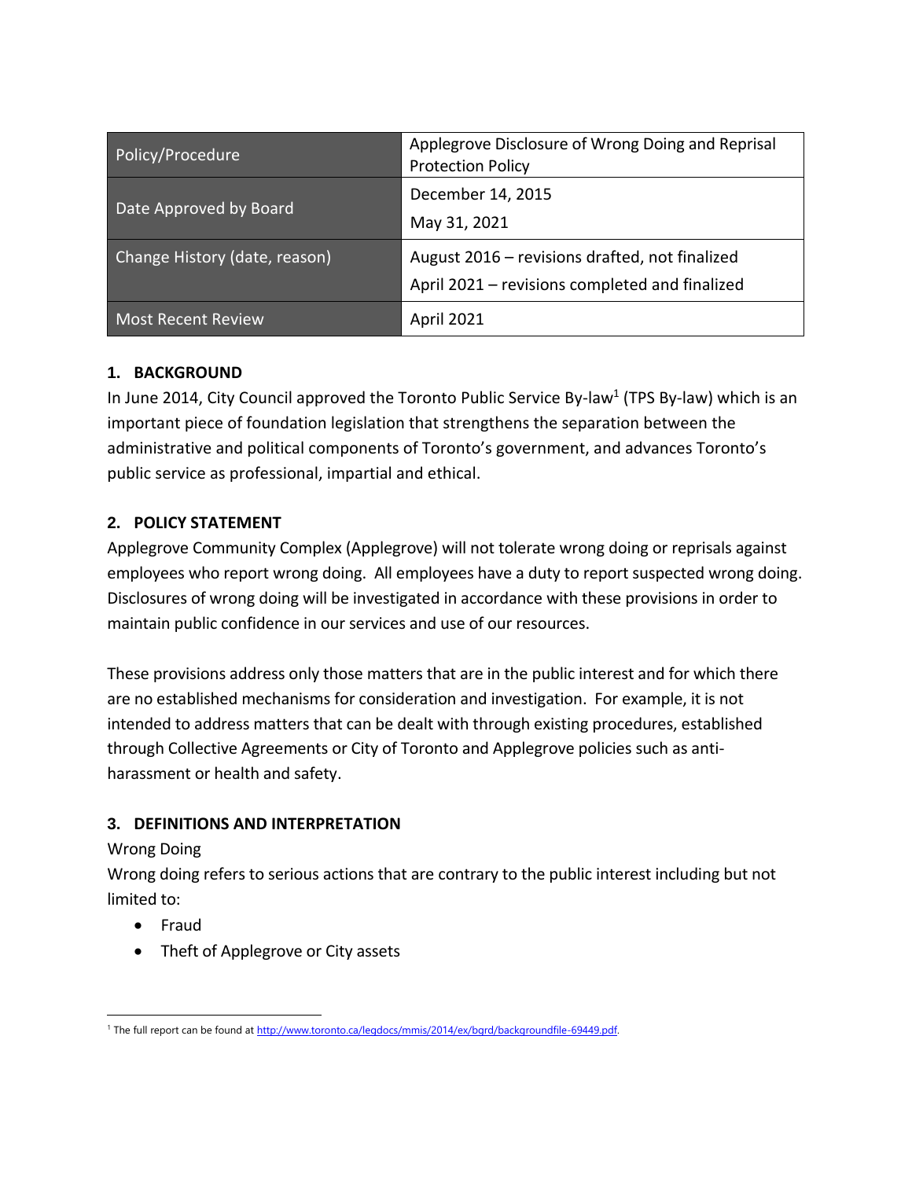| Policy/Procedure | Applegrove Disclosure of Wrong Doing and Reprisal Protection Policy |
|---|---|
| Date Approved by Board | December 14, 2015<br>May 31, 2021 |
| Change History (date, reason) | August 2016 – revisions drafted, not finalized<br>April 2021 – revisions completed and finalized |
| Most Recent Review | April 2021 |

## 1. BACKGROUND

In June 2014, City Council approved the Toronto Public Service By-law[1] (TPS By-law) which is an important piece of foundation legislation that strengthens the separation between the administrative and political components of Toronto's government, and advances Toronto's public service as professional, impartial and ethical.

## 2. POLICY STATEMENT

Applegrove Community Complex (Applegrove) will not tolerate wrong doing or reprisals against employees who report wrong doing. All employees have a duty to report suspected wrong doing. Disclosures of wrong doing will be investigated in accordance with these provisions in order to maintain public confidence in our services and use of our resources.

These provisions address only those matters that are in the public interest and for which there are no established mechanisms for consideration and investigation. For example, it is not intended to address matters that can be dealt with through existing procedures, established through Collective Agreements or City of Toronto and Applegrove policies such as anti-harassment or health and safety.

## 3. DEFINITIONS AND INTERPRETATION

Wrong Doing

Wrong doing refers to serious actions that are contrary to the public interest including but not limited to:

- Fraud
- Theft of Applegrove or City assets

[1] The full report can be found at http://www.toronto.ca/legdocs/mmis/2014/ex/bgrd/backgroundfile-69449.pdf.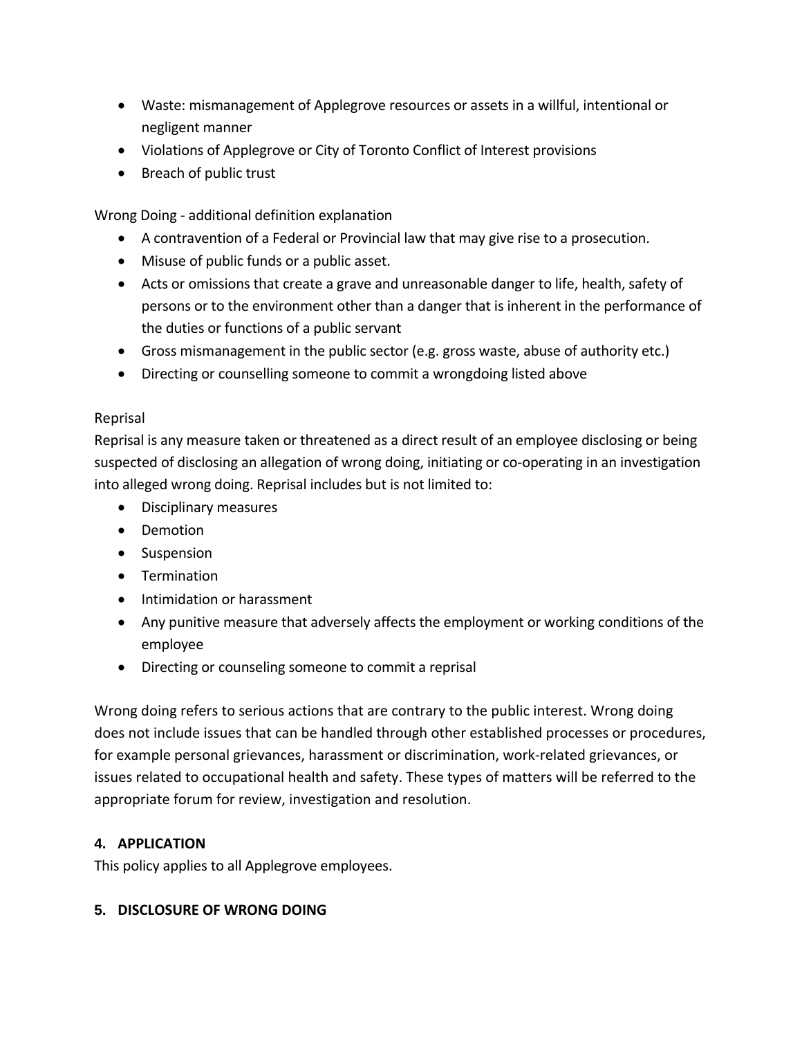- Waste: mismanagement of Applegrove resources or assets in a willful, intentional or negligent manner
- Violations of Applegrove or City of Toronto Conflict of Interest provisions
- Breach of public trust

Wrong Doing - additional definition explanation

- A contravention of a Federal or Provincial law that may give rise to a prosecution.
- Misuse of public funds or a public asset.
- Acts or omissions that create a grave and unreasonable danger to life, health, safety of persons or to the environment other than a danger that is inherent in the performance of the duties or functions of a public servant
- Gross mismanagement in the public sector (e.g. gross waste, abuse of authority etc.)
- Directing or counselling someone to commit a wrongdoing listed above

Reprisal

Reprisal is any measure taken or threatened as a direct result of an employee disclosing or being suspected of disclosing an allegation of wrong doing, initiating or co-operating in an investigation into alleged wrong doing. Reprisal includes but is not limited to:

- Disciplinary measures
- Demotion
- Suspension
- Termination
- Intimidation or harassment
- Any punitive measure that adversely affects the employment or working conditions of the employee
- Directing or counseling someone to commit a reprisal

Wrong doing refers to serious actions that are contrary to the public interest. Wrong doing does not include issues that can be handled through other established processes or procedures, for example personal grievances, harassment or discrimination, work-related grievances, or issues related to occupational health and safety. These types of matters will be referred to the appropriate forum for review, investigation and resolution.

## 4. APPLICATION

This policy applies to all Applegrove employees.

## 5. DISCLOSURE OF WRONG DOING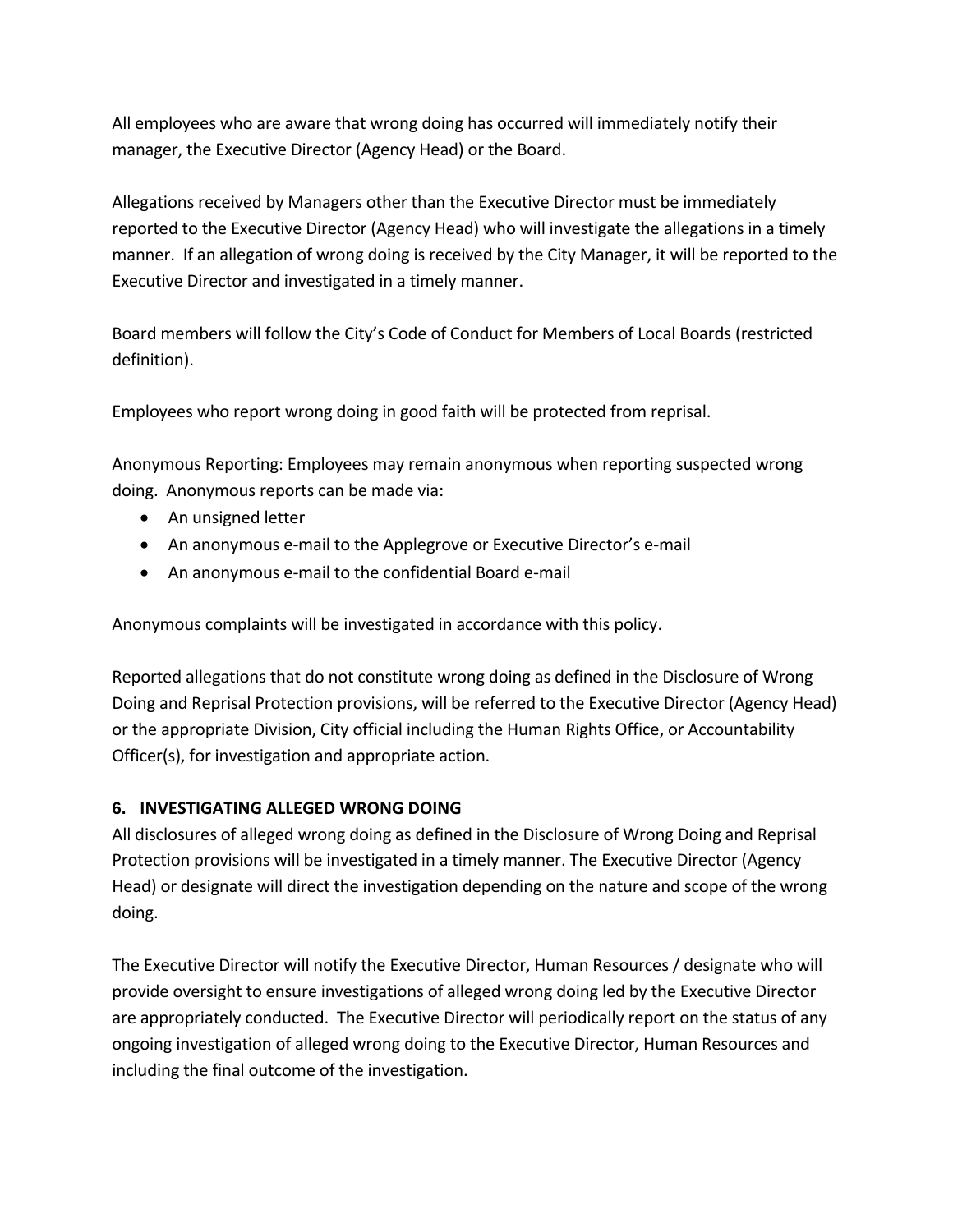All employees who are aware that wrong doing has occurred will immediately notify their manager, the Executive Director (Agency Head) or the Board.

Allegations received by Managers other than the Executive Director must be immediately reported to the Executive Director (Agency Head) who will investigate the allegations in a timely manner. If an allegation of wrong doing is received by the City Manager, it will be reported to the Executive Director and investigated in a timely manner.

Board members will follow the City's Code of Conduct for Members of Local Boards (restricted definition).

Employees who report wrong doing in good faith will be protected from reprisal.

Anonymous Reporting: Employees may remain anonymous when reporting suspected wrong doing. Anonymous reports can be made via:

- An unsigned letter
- An anonymous e-mail to the Applegrove or Executive Director's e-mail
- An anonymous e-mail to the confidential Board e-mail

Anonymous complaints will be investigated in accordance with this policy.

Reported allegations that do not constitute wrong doing as defined in the Disclosure of Wrong Doing and Reprisal Protection provisions, will be referred to the Executive Director (Agency Head) or the appropriate Division, City official including the Human Rights Office, or Accountability Officer(s), for investigation and appropriate action.

## 6. INVESTIGATING ALLEGED WRONG DOING

All disclosures of alleged wrong doing as defined in the Disclosure of Wrong Doing and Reprisal Protection provisions will be investigated in a timely manner. The Executive Director (Agency Head) or designate will direct the investigation depending on the nature and scope of the wrong doing.

The Executive Director will notify the Executive Director, Human Resources / designate who will provide oversight to ensure investigations of alleged wrong doing led by the Executive Director are appropriately conducted. The Executive Director will periodically report on the status of any ongoing investigation of alleged wrong doing to the Executive Director, Human Resources and including the final outcome of the investigation.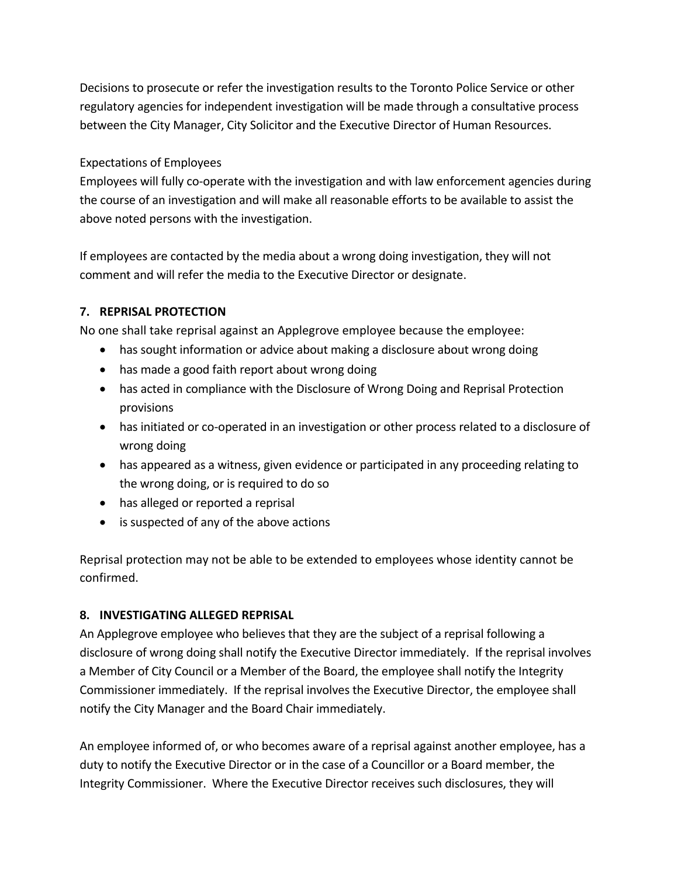Decisions to prosecute or refer the investigation results to the Toronto Police Service or other regulatory agencies for independent investigation will be made through a consultative process between the City Manager, City Solicitor and the Executive Director of Human Resources.

Expectations of Employees

Employees will fully co-operate with the investigation and with law enforcement agencies during the course of an investigation and will make all reasonable efforts to be available to assist the above noted persons with the investigation.

If employees are contacted by the media about a wrong doing investigation, they will not comment and will refer the media to the Executive Director or designate.

**7. REPRISAL PROTECTION**

No one shall take reprisal against an Applegrove employee because the employee:

- has sought information or advice about making a disclosure about wrong doing
- has made a good faith report about wrong doing
- has acted in compliance with the Disclosure of Wrong Doing and Reprisal Protection provisions
- has initiated or co-operated in an investigation or other process related to a disclosure of wrong doing
- has appeared as a witness, given evidence or participated in any proceeding relating to the wrong doing, or is required to do so
- has alleged or reported a reprisal
- is suspected of any of the above actions

Reprisal protection may not be able to be extended to employees whose identity cannot be confirmed.

**8. INVESTIGATING ALLEGED REPRISAL**

An Applegrove employee who believes that they are the subject of a reprisal following a disclosure of wrong doing shall notify the Executive Director immediately. If the reprisal involves a Member of City Council or a Member of the Board, the employee shall notify the Integrity Commissioner immediately. If the reprisal involves the Executive Director, the employee shall notify the City Manager and the Board Chair immediately.

An employee informed of, or who becomes aware of a reprisal against another employee, has a duty to notify the Executive Director or in the case of a Councillor or a Board member, the Integrity Commissioner. Where the Executive Director receives such disclosures, they will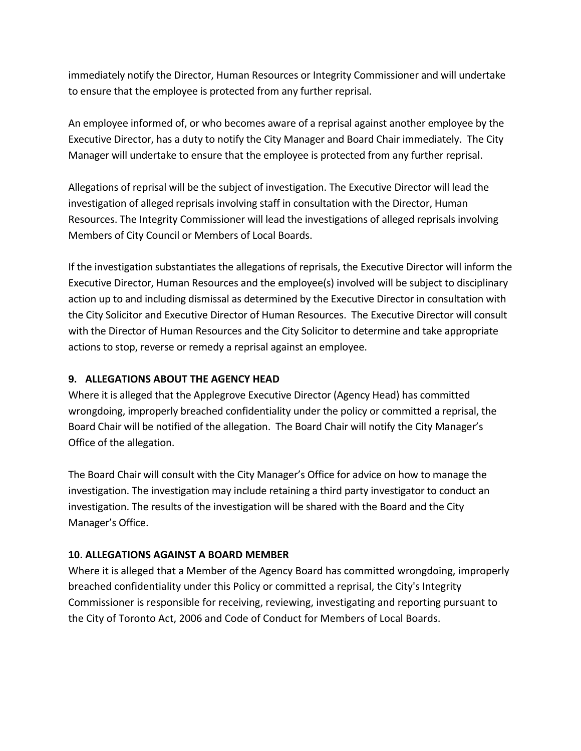immediately notify the Director, Human Resources or Integrity Commissioner and will undertake to ensure that the employee is protected from any further reprisal.

An employee informed of, or who becomes aware of a reprisal against another employee by the Executive Director, has a duty to notify the City Manager and Board Chair immediately. The City Manager will undertake to ensure that the employee is protected from any further reprisal.

Allegations of reprisal will be the subject of investigation. The Executive Director will lead the investigation of alleged reprisals involving staff in consultation with the Director, Human Resources. The Integrity Commissioner will lead the investigations of alleged reprisals involving Members of City Council or Members of Local Boards.

If the investigation substantiates the allegations of reprisals, the Executive Director will inform the Executive Director, Human Resources and the employee(s) involved will be subject to disciplinary action up to and including dismissal as determined by the Executive Director in consultation with the City Solicitor and Executive Director of Human Resources. The Executive Director will consult with the Director of Human Resources and the City Solicitor to determine and take appropriate actions to stop, reverse or remedy a reprisal against an employee.

## 9. ALLEGATIONS ABOUT THE AGENCY HEAD

Where it is alleged that the Applegrove Executive Director (Agency Head) has committed wrongdoing, improperly breached confidentiality under the policy or committed a reprisal, the Board Chair will be notified of the allegation. The Board Chair will notify the City Manager's Office of the allegation.

The Board Chair will consult with the City Manager's Office for advice on how to manage the investigation. The investigation may include retaining a third party investigator to conduct an investigation. The results of the investigation will be shared with the Board and the City Manager's Office.

## 10. ALLEGATIONS AGAINST A BOARD MEMBER

Where it is alleged that a Member of the Agency Board has committed wrongdoing, improperly breached confidentiality under this Policy or committed a reprisal, the City's Integrity Commissioner is responsible for receiving, reviewing, investigating and reporting pursuant to the City of Toronto Act, 2006 and Code of Conduct for Members of Local Boards.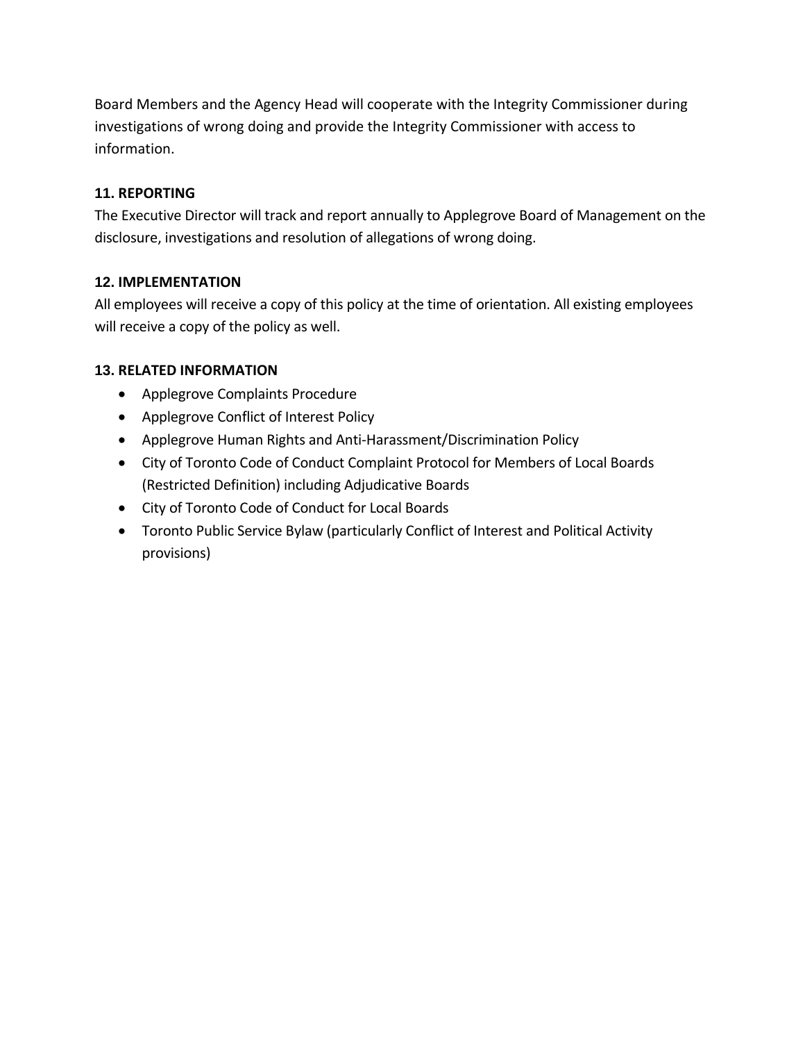Board Members and the Agency Head will cooperate with the Integrity Commissioner during investigations of wrong doing and provide the Integrity Commissioner with access to information.

**11. REPORTING**

The Executive Director will track and report annually to Applegrove Board of Management on the disclosure, investigations and resolution of allegations of wrong doing.

**12. IMPLEMENTATION**

All employees will receive a copy of this policy at the time of orientation. All existing employees will receive a copy of the policy as well.

**13. RELATED INFORMATION**

- Applegrove Complaints Procedure
- Applegrove Conflict of Interest Policy
- Applegrove Human Rights and Anti-Harassment/Discrimination Policy
- City of Toronto Code of Conduct Complaint Protocol for Members of Local Boards (Restricted Definition) including Adjudicative Boards
- City of Toronto Code of Conduct for Local Boards
- Toronto Public Service Bylaw (particularly Conflict of Interest and Political Activity provisions)